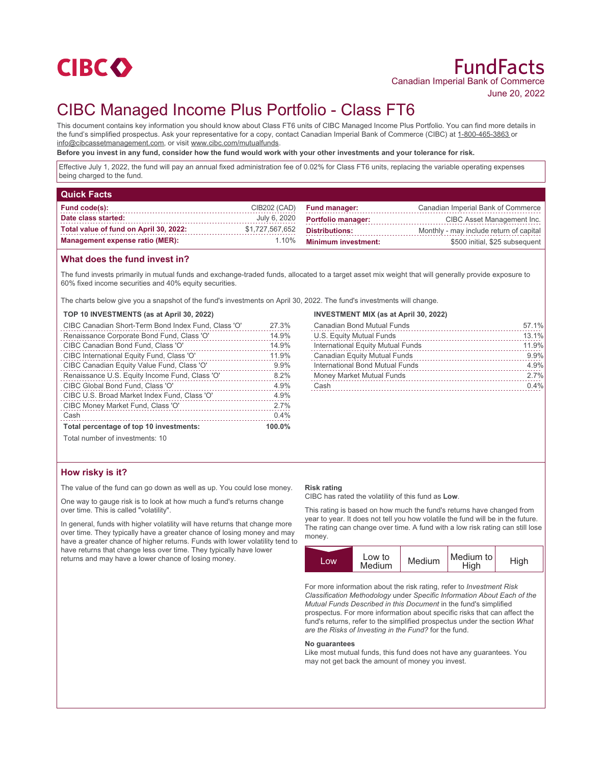CIBC

# FundFacts

Canadian Imperial Bank of Commerce

June 20, 2022

# CIBC Managed Income Plus Portfolio - Class FT6

This document contains key information you should know about Class FT6 units of CIBC Managed Income Plus Portfolio. You can find more details in the fund's simplified prospectus. Ask your representative for a copy, contact Canadian Imperial Bank of Commerce (CIBC) at 1-800-465-3863 or info@cibcassetmanagement.com, or visit www.cibc.com/mutualfunds.

**Before you invest in any fund, consider how the fund would work with your other investments and your tolerance for risk.**

Effective July 1, 2022, the fund will pay an annual fixed administration fee of 0.02% for Class FT6 units, replacing the variable operating expenses being charged to the fund.

## Quick Facts

| | | | |
|---|---|---|---|
| **Fund code(s):** | CIB202 (CAD) | **Fund manager:** | Canadian Imperial Bank of Commerce |
| **Date class started:** | July 6, 2020 | **Portfolio manager:** | CIBC Asset Management Inc. |
| **Total value of fund on April 30, 2022:** | $1,727,567,652 | **Distributions:** | Monthly - may include return of capital |
| **Management expense ratio (MER):** | 1.10% | **Minimum investment:** | $500 initial, $25 subsequent |

## What does the fund invest in?

The fund invests primarily in mutual funds and exchange-traded funds, allocated to a target asset mix weight that will generally provide exposure to 60% fixed income securities and 40% equity securities.

The charts below give you a snapshot of the fund's investments on April 30, 2022. The fund's investments will change.

**TOP 10 INVESTMENTS (as at April 30, 2022)**

| | |
|---|---|
| CIBC Canadian Short-Term Bond Index Fund, Class 'O' | 27.3% |
| Renaissance Corporate Bond Fund, Class 'O' | 14.9% |
| CIBC Canadian Bond Fund, Class 'O' | 14.9% |
| CIBC International Equity Fund, Class 'O' | 11.9% |
| CIBC Canadian Equity Value Fund, Class 'O' | 9.9% |
| Renaissance U.S. Equity Income Fund, Class 'O' | 8.2% |
| CIBC Global Bond Fund, Class 'O' | 4.9% |
| CIBC U.S. Broad Market Index Fund, Class 'O' | 4.9% |
| CIBC Money Market Fund, Class 'O' | 2.7% |
| Cash | 0.4% |
| **Total percentage of top 10 investments:** | **100.0%** |

Total number of investments: 10

**INVESTMENT MIX (as at April 30, 2022)**

| | |
|---|---|
| Canadian Bond Mutual Funds | 57.1% |
| U.S. Equity Mutual Funds | 13.1% |
| International Equity Mutual Funds | 11.9% |
| Canadian Equity Mutual Funds | 9.9% |
| International Bond Mutual Funds | 4.9% |
| Money Market Mutual Funds | 2.7% |
| Cash | 0.4% |

## How risky is it?

The value of the fund can go down as well as up. You could lose money.

One way to gauge risk is to look at how much a fund's returns change over time. This is called "volatility".

In general, funds with higher volatility will have returns that change more over time. They typically have a greater chance of losing money and may have a greater chance of higher returns. Funds with lower volatility tend to have returns that change less over time. They typically have lower returns and may have a lower chance of losing money.

**Risk rating**

CIBC has rated the volatility of this fund as **Low**.

This rating is based on how much the fund's returns have changed from year to year. It does not tell you how volatile the fund will be in the future. The rating can change over time. A fund with a low risk rating can still lose money.

| **Low** | Low to Medium | Medium | Medium to High | High |
|---|---|---|---|---|

For more information about the risk rating, refer to *Investment Risk Classification Methodology* under *Specific Information About Each of the Mutual Funds Described in this Document* in the fund's simplified prospectus. For more information about specific risks that can affect the fund's returns, refer to the simplified prospectus under the section *What are the Risks of Investing in the Fund?* for the fund.

**No guarantees**

Like most mutual funds, this fund does not have any guarantees. You may not get back the amount of money you invest.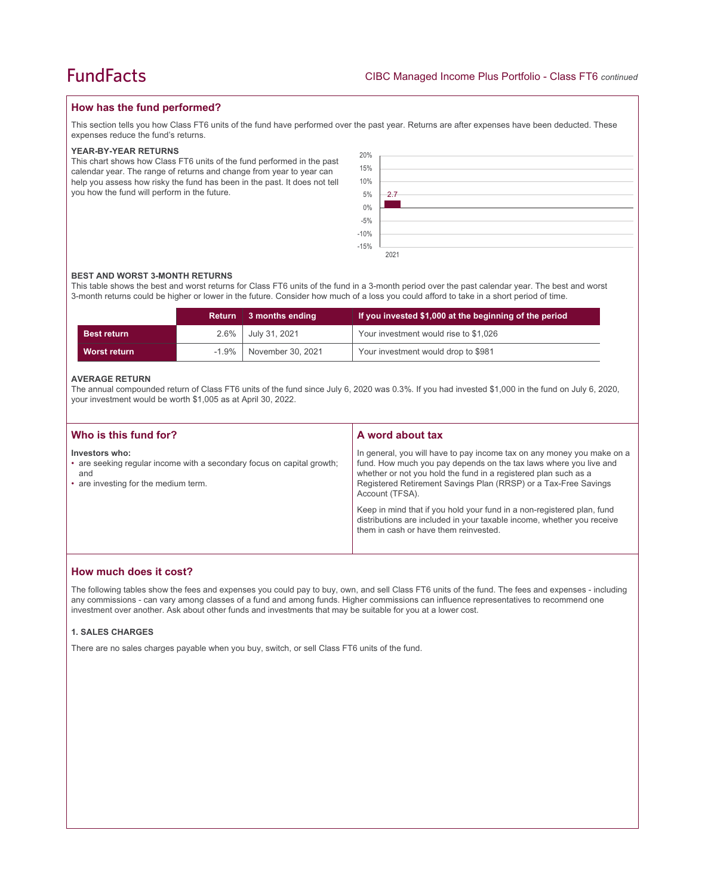## How has the fund performed?

This section tells you how Class FT6 units of the fund have performed over the past year. Returns are after expenses have been deducted. These expenses reduce the fund's returns.

### YEAR-BY-YEAR RETURNS

This chart shows how Class FT6 units of the fund performed in the past calendar year. The range of returns and change from year to year can help you assess how risky the fund has been in the past. It does not tell you how the fund will perform in the future.

| Year | Return (%) |
|---|---|
| 2021 | 2.7 |

### BEST AND WORST 3-MONTH RETURNS

This table shows the best and worst returns for Class FT6 units of the fund in a 3-month period over the past calendar year. The best and worst 3-month returns could be higher or lower in the future. Consider how much of a loss you could afford to take in a short period of time.

| | Return | 3 months ending | If you invested $1,000 at the beginning of the period |
|---|---|---|---|
| **Best return** | 2.6% | July 31, 2021 | Your investment would rise to $1,026 |
| **Worst return** | -1.9% | November 30, 2021 | Your investment would drop to $981 |

### AVERAGE RETURN

The annual compounded return of Class FT6 units of the fund since July 6, 2020 was 0.3%. If you had invested $1,000 in the fund on July 6, 2020, your investment would be worth $1,005 as at April 30, 2022.

## Who is this fund for?

**Investors who:**

- are seeking regular income with a secondary focus on capital growth; and
- are investing for the medium term.

## A word about tax

In general, you will have to pay income tax on any money you make on a fund. How much you pay depends on the tax laws where you live and whether or not you hold the fund in a registered plan such as a Registered Retirement Savings Plan (RRSP) or a Tax-Free Savings Account (TFSA).

Keep in mind that if you hold your fund in a non-registered plan, fund distributions are included in your taxable income, whether you receive them in cash or have them reinvested.

## How much does it cost?

The following tables show the fees and expenses you could pay to buy, own, and sell Class FT6 units of the fund. The fees and expenses - including any commissions - can vary among classes of a fund and among funds. Higher commissions can influence representatives to recommend one investment over another. Ask about other funds and investments that may be suitable for you at a lower cost.

### 1. SALES CHARGES

There are no sales charges payable when you buy, switch, or sell Class FT6 units of the fund.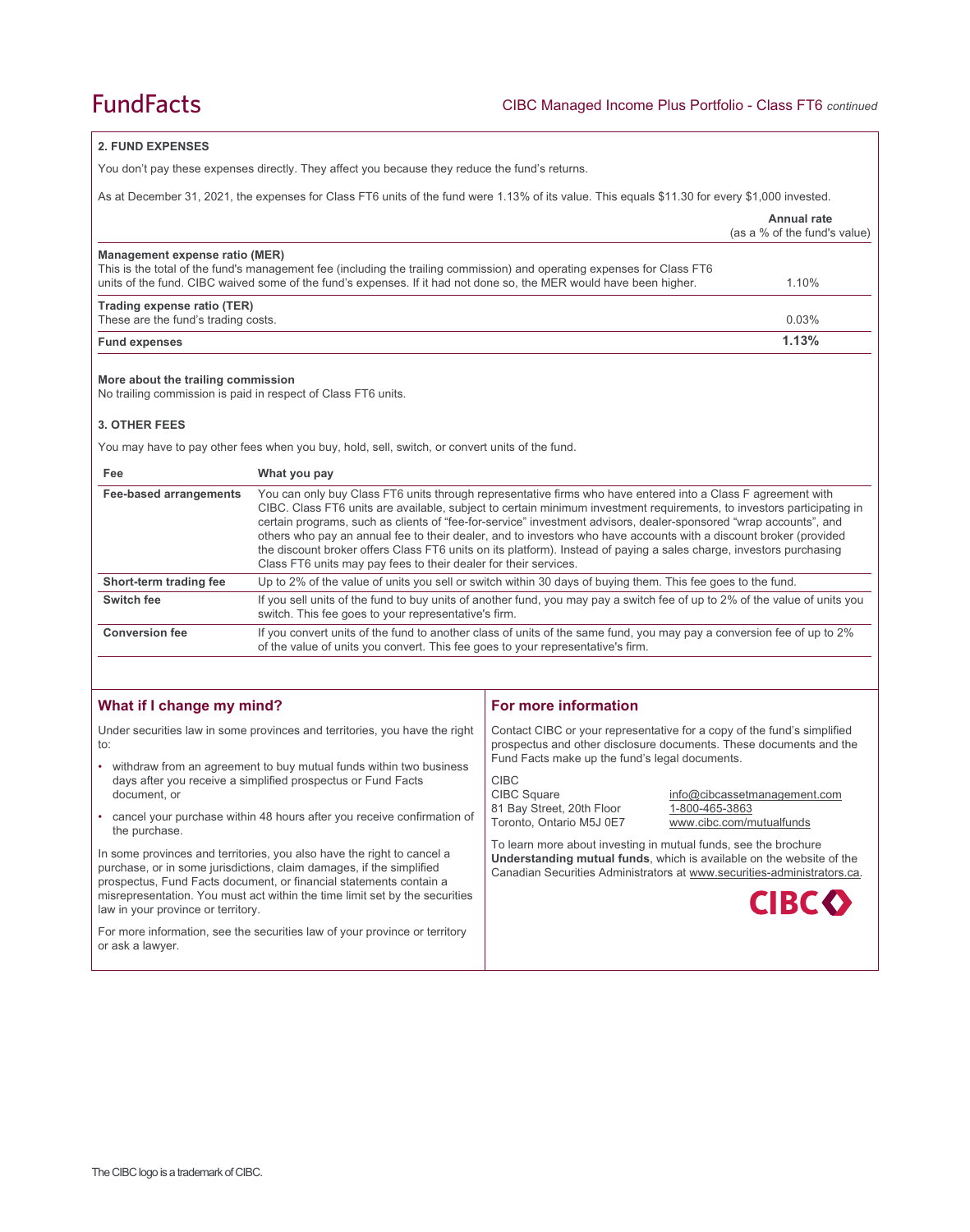## 2. FUND EXPENSES

You don't pay these expenses directly. They affect you because they reduce the fund's returns.

As at December 31, 2021, the expenses for Class FT6 units of the fund were 1.13% of its value. This equals $11.30 for every $1,000 invested.

| | Annual rate (as a % of the fund's value) |
|---|---|
| **Management expense ratio (MER)**<br>This is the total of the fund's management fee (including the trailing commission) and operating expenses for Class FT6 units of the fund. CIBC waived some of the fund's expenses. If it had not done so, the MER would have been higher. | 1.10% |
| **Trading expense ratio (TER)**<br>These are the fund's trading costs. | 0.03% |
| **Fund expenses** | **1.13%** |

**More about the trailing commission**

No trailing commission is paid in respect of Class FT6 units.

## 3. OTHER FEES

You may have to pay other fees when you buy, hold, sell, switch, or convert units of the fund.

| Fee | What you pay |
|---|---|
| **Fee-based arrangements** | You can only buy Class FT6 units through representative firms who have entered into a Class F agreement with CIBC. Class FT6 units are available, subject to certain minimum investment requirements, to investors participating in certain programs, such as clients of "fee-for-service" investment advisors, dealer-sponsored "wrap accounts", and others who pay an annual fee to their dealer, and to investors who have accounts with a discount broker (provided the discount broker offers Class FT6 units on its platform). Instead of paying a sales charge, investors purchasing Class FT6 units may pay fees to their dealer for their services. |
| **Short-term trading fee** | Up to 2% of the value of units you sell or switch within 30 days of buying them. This fee goes to the fund. |
| **Switch fee** | If you sell units of the fund to buy units of another fund, you may pay a switch fee of up to 2% of the value of units you switch. This fee goes to your representative's firm. |
| **Conversion fee** | If you convert units of the fund to another class of units of the same fund, you may pay a conversion fee of up to 2% of the value of units you convert. This fee goes to your representative's firm. |

## What if I change my mind?

Under securities law in some provinces and territories, you have the right to:

- withdraw from an agreement to buy mutual funds within two business days after you receive a simplified prospectus or Fund Facts document, or
- cancel your purchase within 48 hours after you receive confirmation of the purchase.

In some provinces and territories, you also have the right to cancel a purchase, or in some jurisdictions, claim damages, if the simplified prospectus, Fund Facts document, or financial statements contain a misrepresentation. You must act within the time limit set by the securities law in your province or territory.

For more information, see the securities law of your province or territory or ask a lawyer.

## For more information

Contact CIBC or your representative for a copy of the fund's simplified prospectus and other disclosure documents. These documents and the Fund Facts make up the fund's legal documents.

CIBC
CIBC Square
81 Bay Street, 20th Floor
Toronto, Ontario M5J 0E7

info@cibcassetmanagement.com
1-800-465-3863
www.cibc.com/mutualfunds

To learn more about investing in mutual funds, see the brochure **Understanding mutual funds**, which is available on the website of the Canadian Securities Administrators at www.securities-administrators.ca.

The CIBC logo is a trademark of CIBC.